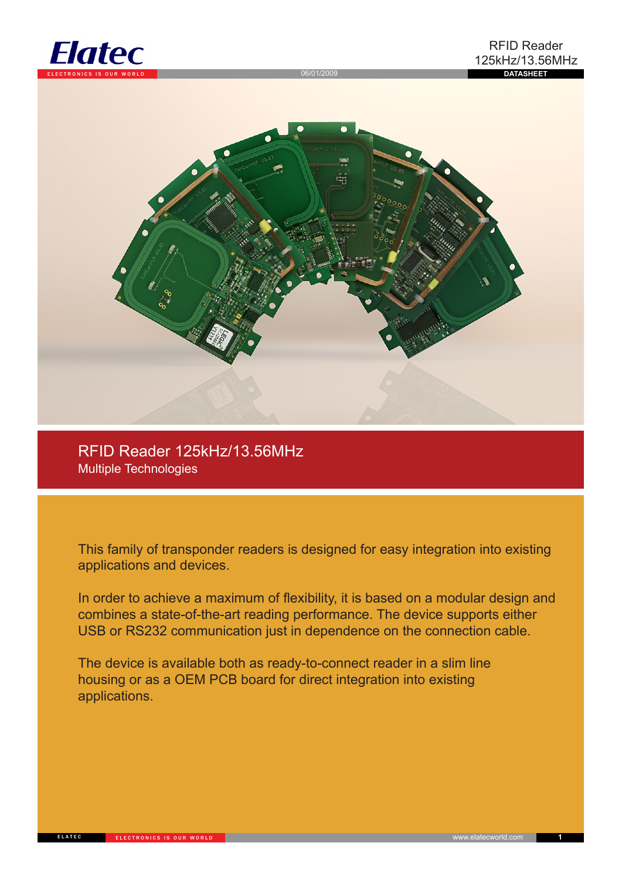# RFID Reader 125kHz/13.56MHz

## Multiple Technologies

This family of transponder readers is designed for easy integration into existing applications and devices.

In order to achieve a maximum of flexibility, it is based on a modular design and combines a state-of-the-art reading performance. The device supports either USB or RS232 communication just in dependence on the connection cable.

The device is available both as ready-to-connect reader in a slim line housing or as a OEM PCB board for direct integration into existing applications.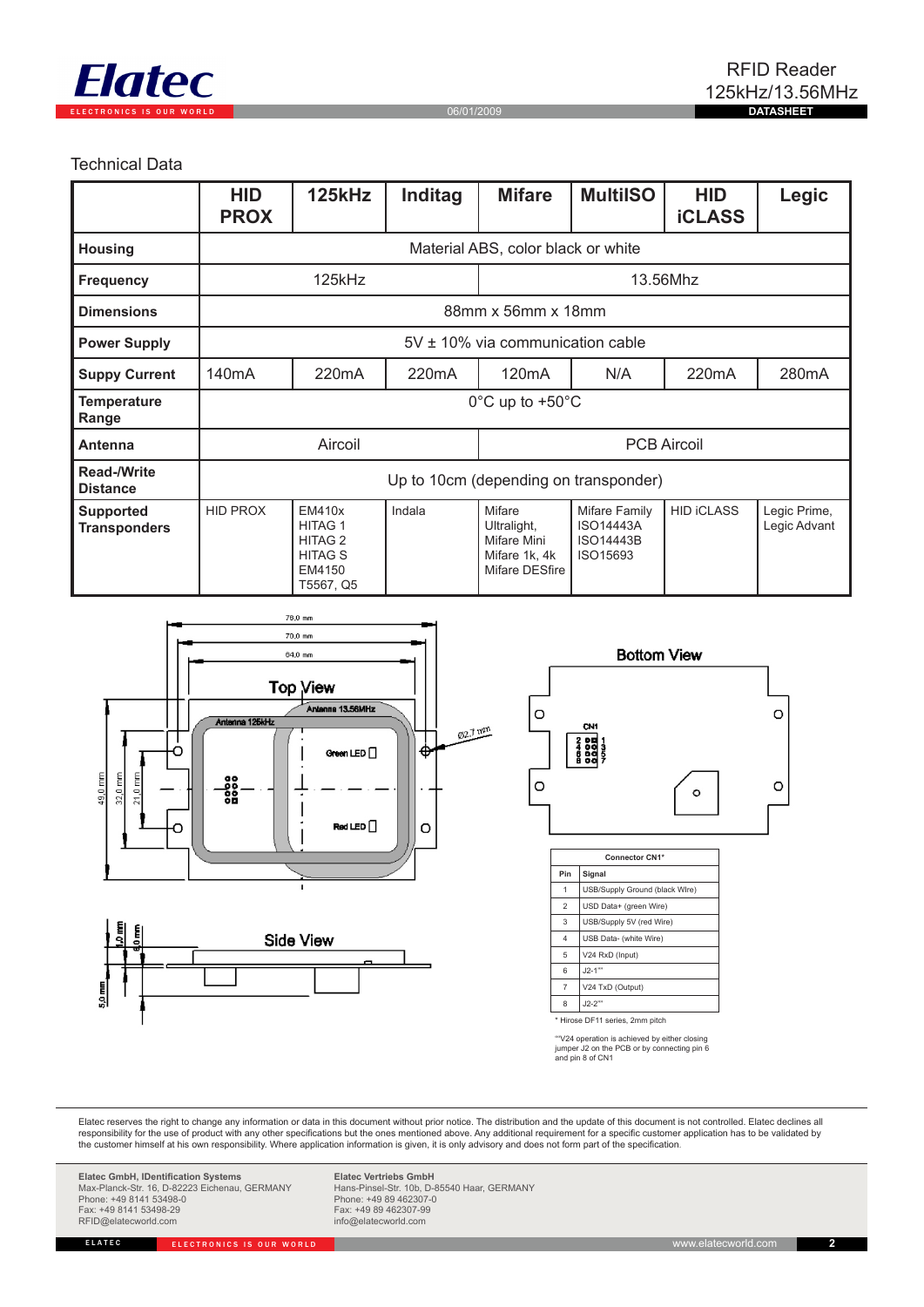## Technical Data

| | HID PROX | 125kHz | Inditag | Mifare | MultiISO | HID iCLASS | Legic |
|---|---|---|---|---|---|---|---|
| **Housing** | Material ABS, color black or white | | | | | | |
| **Frequency** | 125kHz | | | 13.56Mhz | | | |
| **Dimensions** | 88mm x 56mm x 18mm | | | | | | |
| **Power Supply** | 5V ± 10% via communication cable | | | | | | |
| **Suppy Current** | 140mA | 220mA | 220mA | 120mA | N/A | 220mA | 280mA |
| **Temperature Range** | 0°C up to +50°C | | | | | | |
| **Antenna** | Aircoil | | | PCB Aircoil | | | |
| **Read-/Write Distance** | Up to 10cm (depending on transponder) | | | | | | |
| **Supported Transponders** | HID PROX | EM410x HITAG 1 HITAG 2 HITAG S EM4150 T5567, Q5 | Indala | Mifare Ultralight, Mifare Mini Mifare 1k, 4k Mifare DESfire | Mifare Family ISO14443A ISO14443B ISO15693 | HID iCLASS | Legic Prime, Legic Advant |

Top View

78,0 mm
70,0 mm
64,0 mm
Antenna 125kHz
Antenna 13.56MHz
Green LED
Red LED
Ø2,7 mm
49,0 mm
32,0 mm
21,0 mm

Side View

1,0 mm
6,0 mm
5,0 mm

Bottom View

CN1

| Connector CN1* | |
|---|---|
| **Pin** | **Signal** |
| 1 | USB/Supply Ground (black Wire) |
| 2 | USD Data+ (green Wire) |
| 3 | USB/Supply 5V (red Wire) |
| 4 | USB Data- (white Wire) |
| 5 | V24 RxD (Input) |
| 6 | J2-1** |
| 7 | V24 TxD (Output) |
| 8 | J2-2** |

* Hirose DF11 series, 2mm pitch

**V24 operation is achieved by either closing jumper J2 on the PCB or by connecting pin 6 and pin 8 of CN1

Elatec reserves the right to change any information or data in this document without prior notice. The distribution and the update of this document is not controlled. Elatec declines all responsibility for the use of product with any other specifications but the ones mentioned above. Any additional requirement for a specific customer application has to be validated by the customer himself at his own responsibility. Where application information is given, it is only advisory and does not form part of the specification.

**Elatec GmbH, IDentification Systems**
Max-Planck-Str. 16, D-82223 Eichenau, GERMANY
Phone: +49 8141 53498-0
Fax: +49 8141 53498-29
RFID@elatecworld.com

**Elatec Vertriebs GmbH**
Hans-Pinsel-Str. 10b, D-85540 Haar, GERMANY
Phone: +49 89 462307-0
Fax: +49 89 462307-99
info@elatecworld.com